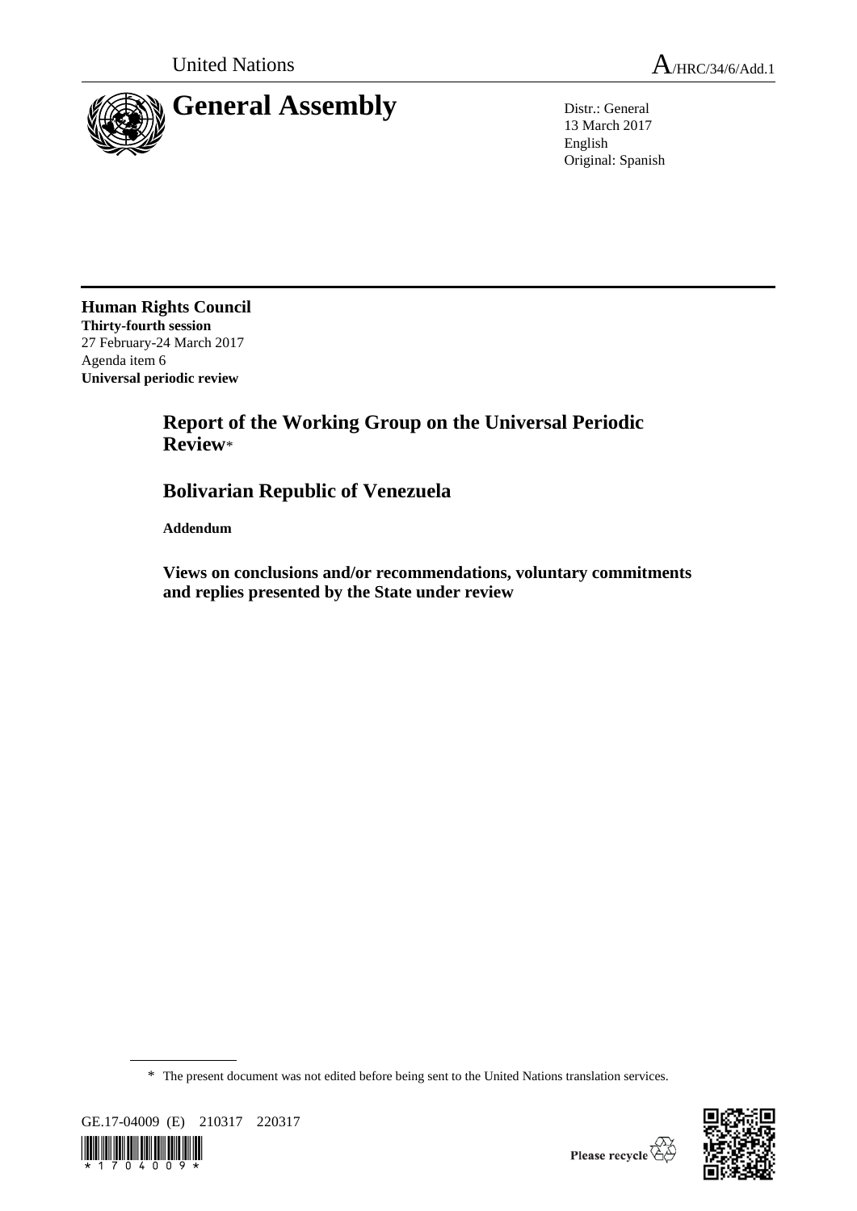United Nations

A/HRC/34/6/Add.1

# General Assembly

Distr.: General
13 March 2017
English
Original: Spanish

**Human Rights Council**
**Thirty-fourth session**
27 February-24 March 2017
Agenda item 6
**Universal periodic review**

## Report of the Working Group on the Universal Periodic Review*

## Bolivarian Republic of Venezuela

**Addendum**

### Views on conclusions and/or recommendations, voluntary commitments and replies presented by the State under review

\* The present document was not edited before being sent to the United Nations translation services.

GE.17-04009 (E) 210317 220317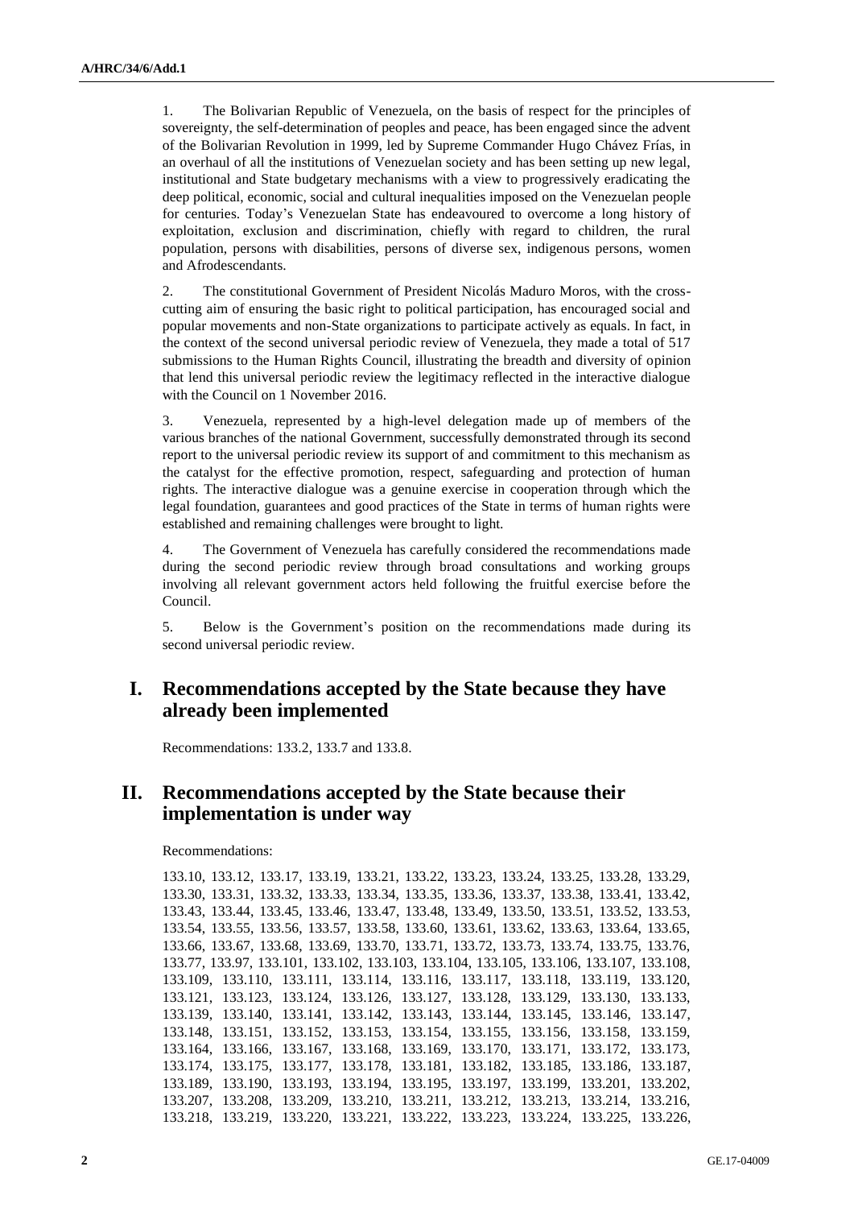1. The Bolivarian Republic of Venezuela, on the basis of respect for the principles of sovereignty, the self-determination of peoples and peace, has been engaged since the advent of the Bolivarian Revolution in 1999, led by Supreme Commander Hugo Chávez Frías, in an overhaul of all the institutions of Venezuelan society and has been setting up new legal, institutional and State budgetary mechanisms with a view to progressively eradicating the deep political, economic, social and cultural inequalities imposed on the Venezuelan people for centuries. Today's Venezuelan State has endeavoured to overcome a long history of exploitation, exclusion and discrimination, chiefly with regard to children, the rural population, persons with disabilities, persons of diverse sex, indigenous persons, women and Afrodescendants.

2. The constitutional Government of President Nicolás Maduro Moros, with the cross-cutting aim of ensuring the basic right to political participation, has encouraged social and popular movements and non-State organizations to participate actively as equals. In fact, in the context of the second universal periodic review of Venezuela, they made a total of 517 submissions to the Human Rights Council, illustrating the breadth and diversity of opinion that lend this universal periodic review the legitimacy reflected in the interactive dialogue with the Council on 1 November 2016.

3. Venezuela, represented by a high-level delegation made up of members of the various branches of the national Government, successfully demonstrated through its second report to the universal periodic review its support of and commitment to this mechanism as the catalyst for the effective promotion, respect, safeguarding and protection of human rights. The interactive dialogue was a genuine exercise in cooperation through which the legal foundation, guarantees and good practices of the State in terms of human rights were established and remaining challenges were brought to light.

4. The Government of Venezuela has carefully considered the recommendations made during the second periodic review through broad consultations and working groups involving all relevant government actors held following the fruitful exercise before the Council.

5. Below is the Government's position on the recommendations made during its second universal periodic review.

## I. Recommendations accepted by the State because they have already been implemented

Recommendations: 133.2, 133.7 and 133.8.

## II. Recommendations accepted by the State because their implementation is under way

Recommendations:

133.10, 133.12, 133.17, 133.19, 133.21, 133.22, 133.23, 133.24, 133.25, 133.28, 133.29, 133.30, 133.31, 133.32, 133.33, 133.34, 133.35, 133.36, 133.37, 133.38, 133.41, 133.42, 133.43, 133.44, 133.45, 133.46, 133.47, 133.48, 133.49, 133.50, 133.51, 133.52, 133.53, 133.54, 133.55, 133.56, 133.57, 133.58, 133.60, 133.61, 133.62, 133.63, 133.64, 133.65, 133.66, 133.67, 133.68, 133.69, 133.70, 133.71, 133.72, 133.73, 133.74, 133.75, 133.76, 133.77, 133.97, 133.101, 133.102, 133.103, 133.104, 133.105, 133.106, 133.107, 133.108, 133.109, 133.110, 133.111, 133.114, 133.116, 133.117, 133.118, 133.119, 133.120, 133.121, 133.123, 133.124, 133.126, 133.127, 133.128, 133.129, 133.130, 133.133, 133.139, 133.140, 133.141, 133.142, 133.143, 133.144, 133.145, 133.146, 133.147, 133.148, 133.151, 133.152, 133.153, 133.154, 133.155, 133.156, 133.158, 133.159, 133.164, 133.166, 133.167, 133.168, 133.169, 133.170, 133.171, 133.172, 133.173, 133.174, 133.175, 133.177, 133.178, 133.181, 133.182, 133.185, 133.186, 133.187, 133.189, 133.190, 133.193, 133.194, 133.195, 133.197, 133.199, 133.201, 133.202, 133.207, 133.208, 133.209, 133.210, 133.211, 133.212, 133.213, 133.214, 133.216, 133.218, 133.219, 133.220, 133.221, 133.222, 133.223, 133.224, 133.225, 133.226,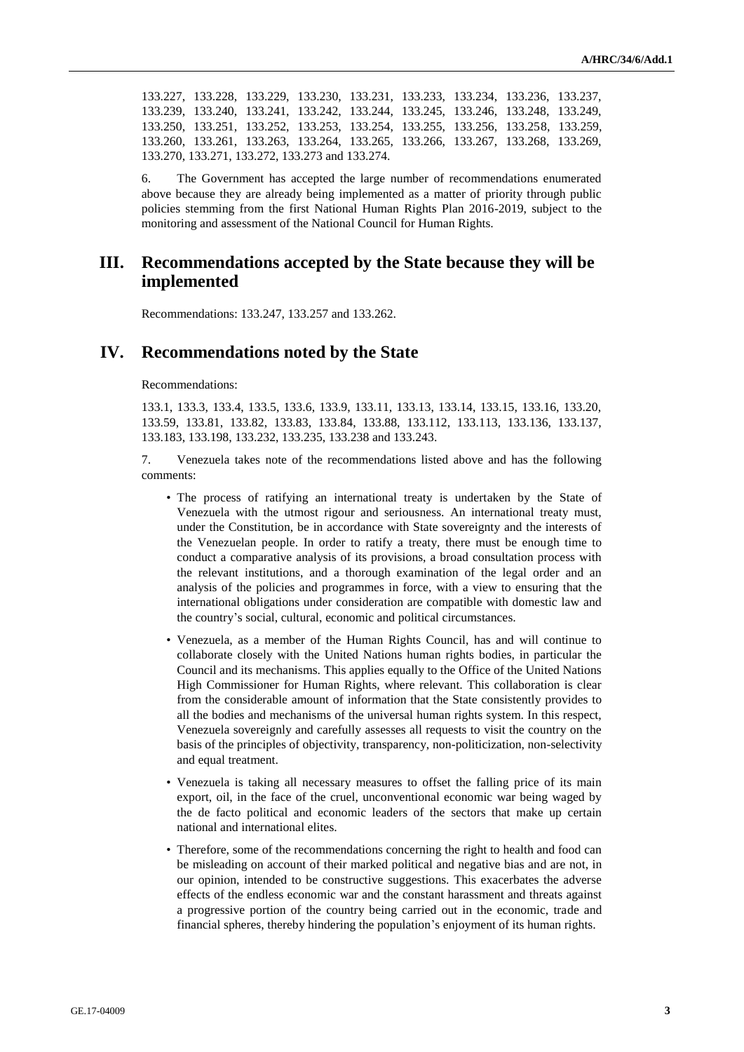133.227, 133.228, 133.229, 133.230, 133.231, 133.233, 133.234, 133.236, 133.237, 133.239, 133.240, 133.241, 133.242, 133.244, 133.245, 133.246, 133.248, 133.249, 133.250, 133.251, 133.252, 133.253, 133.254, 133.255, 133.256, 133.258, 133.259, 133.260, 133.261, 133.263, 133.264, 133.265, 133.266, 133.267, 133.268, 133.269, 133.270, 133.271, 133.272, 133.273 and 133.274.

6. The Government has accepted the large number of recommendations enumerated above because they are already being implemented as a matter of priority through public policies stemming from the first National Human Rights Plan 2016-2019, subject to the monitoring and assessment of the National Council for Human Rights.

## III. Recommendations accepted by the State because they will be implemented

Recommendations: 133.247, 133.257 and 133.262.

## IV. Recommendations noted by the State

Recommendations:

133.1, 133.3, 133.4, 133.5, 133.6, 133.9, 133.11, 133.13, 133.14, 133.15, 133.16, 133.20, 133.59, 133.81, 133.82, 133.83, 133.84, 133.88, 133.112, 133.113, 133.136, 133.137, 133.183, 133.198, 133.232, 133.235, 133.238 and 133.243.

7. Venezuela takes note of the recommendations listed above and has the following comments:

- The process of ratifying an international treaty is undertaken by the State of Venezuela with the utmost rigour and seriousness. An international treaty must, under the Constitution, be in accordance with State sovereignty and the interests of the Venezuelan people. In order to ratify a treaty, there must be enough time to conduct a comparative analysis of its provisions, a broad consultation process with the relevant institutions, and a thorough examination of the legal order and an analysis of the policies and programmes in force, with a view to ensuring that the international obligations under consideration are compatible with domestic law and the country's social, cultural, economic and political circumstances.
- Venezuela, as a member of the Human Rights Council, has and will continue to collaborate closely with the United Nations human rights bodies, in particular the Council and its mechanisms. This applies equally to the Office of the United Nations High Commissioner for Human Rights, where relevant. This collaboration is clear from the considerable amount of information that the State consistently provides to all the bodies and mechanisms of the universal human rights system. In this respect, Venezuela sovereignly and carefully assesses all requests to visit the country on the basis of the principles of objectivity, transparency, non-politicization, non-selectivity and equal treatment.
- Venezuela is taking all necessary measures to offset the falling price of its main export, oil, in the face of the cruel, unconventional economic war being waged by the de facto political and economic leaders of the sectors that make up certain national and international elites.
- Therefore, some of the recommendations concerning the right to health and food can be misleading on account of their marked political and negative bias and are not, in our opinion, intended to be constructive suggestions. This exacerbates the adverse effects of the endless economic war and the constant harassment and threats against a progressive portion of the country being carried out in the economic, trade and financial spheres, thereby hindering the population's enjoyment of its human rights.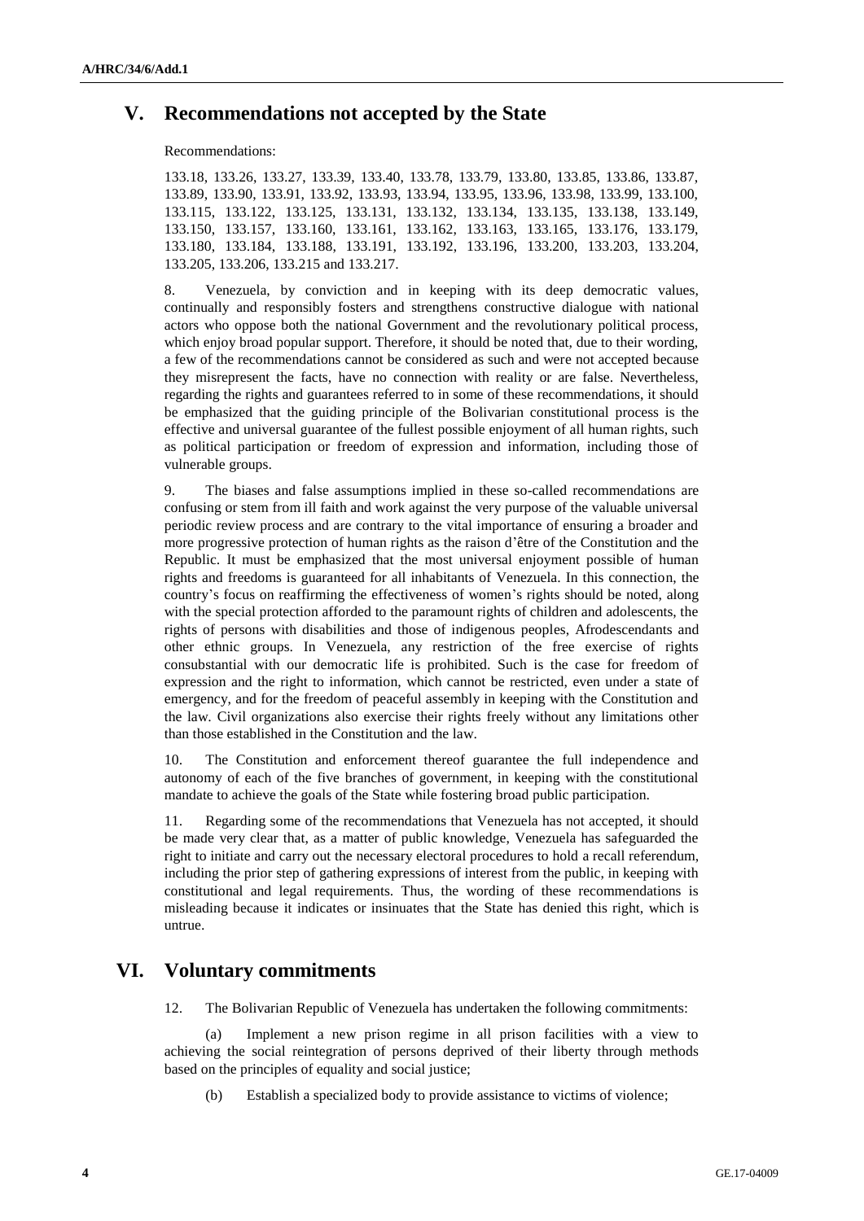## V. Recommendations not accepted by the State

Recommendations:

133.18, 133.26, 133.27, 133.39, 133.40, 133.78, 133.79, 133.80, 133.85, 133.86, 133.87, 133.89, 133.90, 133.91, 133.92, 133.93, 133.94, 133.95, 133.96, 133.98, 133.99, 133.100, 133.115, 133.122, 133.125, 133.131, 133.132, 133.134, 133.135, 133.138, 133.149, 133.150, 133.157, 133.160, 133.161, 133.162, 133.163, 133.165, 133.176, 133.179, 133.180, 133.184, 133.188, 133.191, 133.192, 133.196, 133.200, 133.203, 133.204, 133.205, 133.206, 133.215 and 133.217.

8. Venezuela, by conviction and in keeping with its deep democratic values, continually and responsibly fosters and strengthens constructive dialogue with national actors who oppose both the national Government and the revolutionary political process, which enjoy broad popular support. Therefore, it should be noted that, due to their wording, a few of the recommendations cannot be considered as such and were not accepted because they misrepresent the facts, have no connection with reality or are false. Nevertheless, regarding the rights and guarantees referred to in some of these recommendations, it should be emphasized that the guiding principle of the Bolivarian constitutional process is the effective and universal guarantee of the fullest possible enjoyment of all human rights, such as political participation or freedom of expression and information, including those of vulnerable groups.

9. The biases and false assumptions implied in these so-called recommendations are confusing or stem from ill faith and work against the very purpose of the valuable universal periodic review process and are contrary to the vital importance of ensuring a broader and more progressive protection of human rights as the raison d'être of the Constitution and the Republic. It must be emphasized that the most universal enjoyment possible of human rights and freedoms is guaranteed for all inhabitants of Venezuela. In this connection, the country's focus on reaffirming the effectiveness of women's rights should be noted, along with the special protection afforded to the paramount rights of children and adolescents, the rights of persons with disabilities and those of indigenous peoples, Afrodescendants and other ethnic groups. In Venezuela, any restriction of the free exercise of rights consubstantial with our democratic life is prohibited. Such is the case for freedom of expression and the right to information, which cannot be restricted, even under a state of emergency, and for the freedom of peaceful assembly in keeping with the Constitution and the law. Civil organizations also exercise their rights freely without any limitations other than those established in the Constitution and the law.

10. The Constitution and enforcement thereof guarantee the full independence and autonomy of each of the five branches of government, in keeping with the constitutional mandate to achieve the goals of the State while fostering broad public participation.

11. Regarding some of the recommendations that Venezuela has not accepted, it should be made very clear that, as a matter of public knowledge, Venezuela has safeguarded the right to initiate and carry out the necessary electoral procedures to hold a recall referendum, including the prior step of gathering expressions of interest from the public, in keeping with constitutional and legal requirements. Thus, the wording of these recommendations is misleading because it indicates or insinuates that the State has denied this right, which is untrue.

## VI. Voluntary commitments

12. The Bolivarian Republic of Venezuela has undertaken the following commitments:

(a) Implement a new prison regime in all prison facilities with a view to achieving the social reintegration of persons deprived of their liberty through methods based on the principles of equality and social justice;

(b) Establish a specialized body to provide assistance to victims of violence;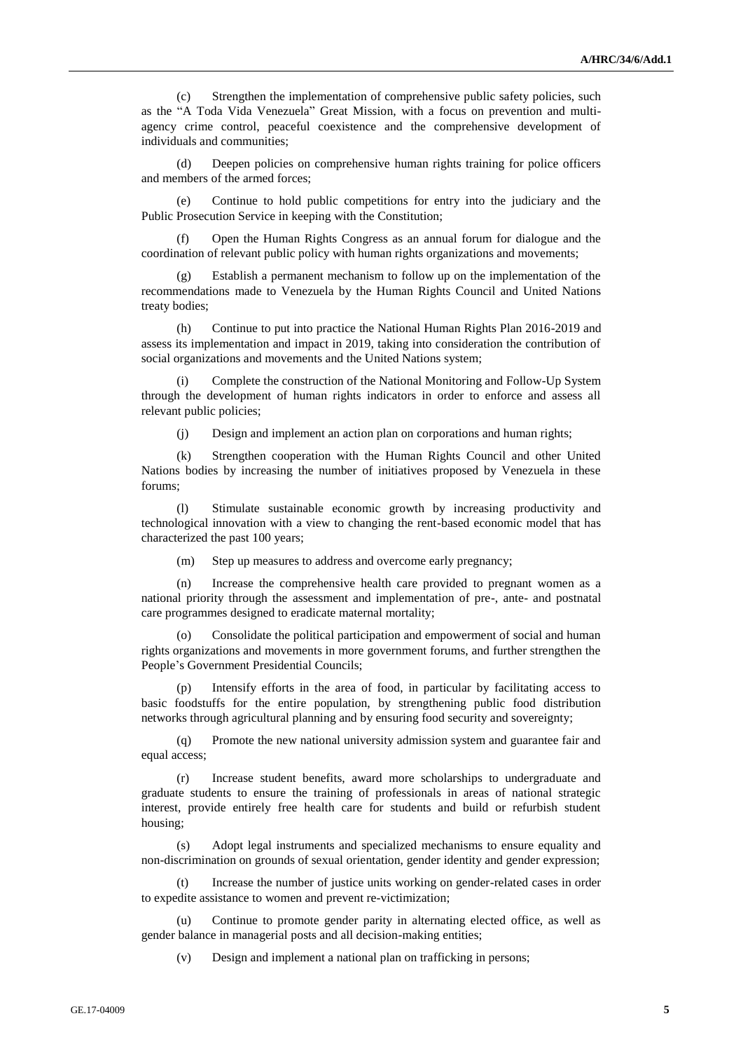(c) Strengthen the implementation of comprehensive public safety policies, such as the "A Toda Vida Venezuela" Great Mission, with a focus on prevention and multi-agency crime control, peaceful coexistence and the comprehensive development of individuals and communities;

(d) Deepen policies on comprehensive human rights training for police officers and members of the armed forces;

(e) Continue to hold public competitions for entry into the judiciary and the Public Prosecution Service in keeping with the Constitution;

(f) Open the Human Rights Congress as an annual forum for dialogue and the coordination of relevant public policy with human rights organizations and movements;

(g) Establish a permanent mechanism to follow up on the implementation of the recommendations made to Venezuela by the Human Rights Council and United Nations treaty bodies;

(h) Continue to put into practice the National Human Rights Plan 2016-2019 and assess its implementation and impact in 2019, taking into consideration the contribution of social organizations and movements and the United Nations system;

(i) Complete the construction of the National Monitoring and Follow-Up System through the development of human rights indicators in order to enforce and assess all relevant public policies;

(j) Design and implement an action plan on corporations and human rights;

(k) Strengthen cooperation with the Human Rights Council and other United Nations bodies by increasing the number of initiatives proposed by Venezuela in these forums;

(l) Stimulate sustainable economic growth by increasing productivity and technological innovation with a view to changing the rent-based economic model that has characterized the past 100 years;

(m) Step up measures to address and overcome early pregnancy;

(n) Increase the comprehensive health care provided to pregnant women as a national priority through the assessment and implementation of pre-, ante- and postnatal care programmes designed to eradicate maternal mortality;

(o) Consolidate the political participation and empowerment of social and human rights organizations and movements in more government forums, and further strengthen the People's Government Presidential Councils;

(p) Intensify efforts in the area of food, in particular by facilitating access to basic foodstuffs for the entire population, by strengthening public food distribution networks through agricultural planning and by ensuring food security and sovereignty;

(q) Promote the new national university admission system and guarantee fair and equal access;

(r) Increase student benefits, award more scholarships to undergraduate and graduate students to ensure the training of professionals in areas of national strategic interest, provide entirely free health care for students and build or refurbish student housing;

(s) Adopt legal instruments and specialized mechanisms to ensure equality and non-discrimination on grounds of sexual orientation, gender identity and gender expression;

(t) Increase the number of justice units working on gender-related cases in order to expedite assistance to women and prevent re-victimization;

(u) Continue to promote gender parity in alternating elected office, as well as gender balance in managerial posts and all decision-making entities;

(v) Design and implement a national plan on trafficking in persons;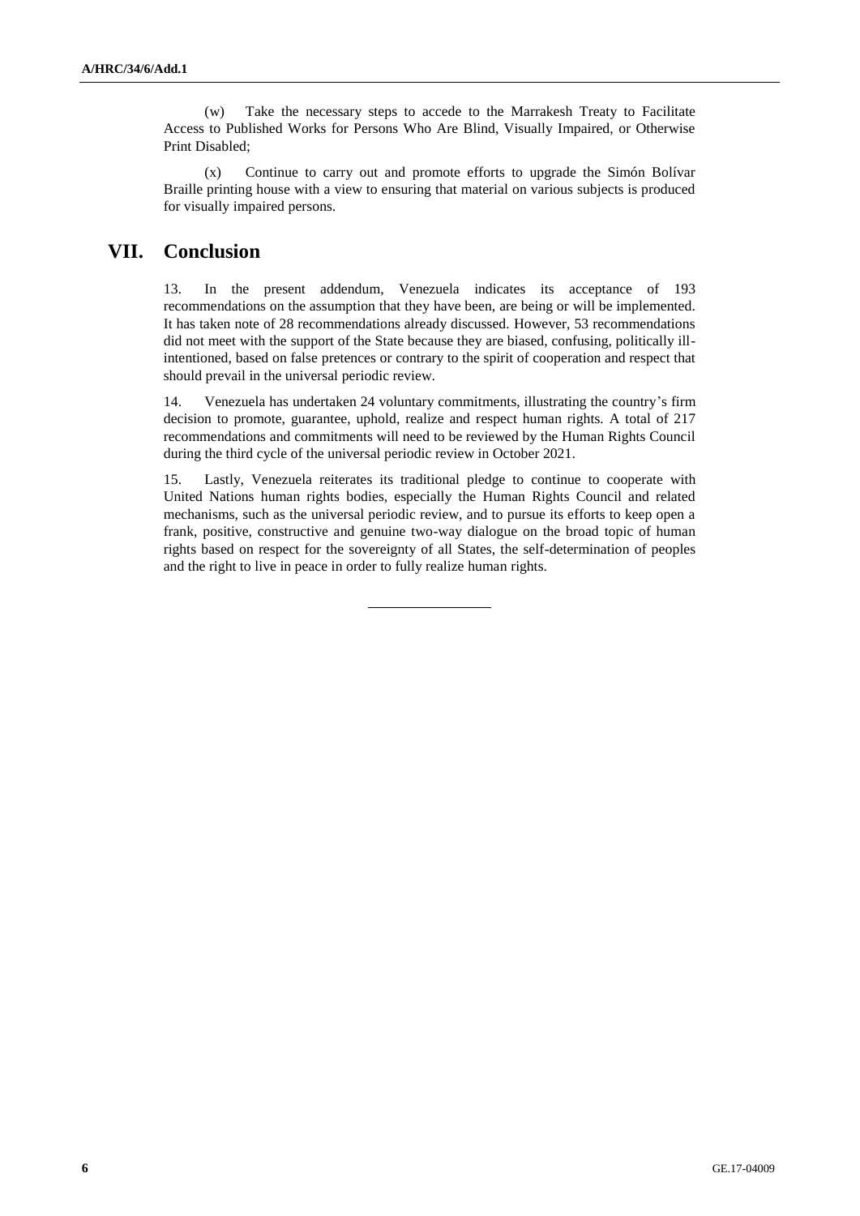(w) Take the necessary steps to accede to the Marrakesh Treaty to Facilitate Access to Published Works for Persons Who Are Blind, Visually Impaired, or Otherwise Print Disabled;

(x) Continue to carry out and promote efforts to upgrade the Simón Bolívar Braille printing house with a view to ensuring that material on various subjects is produced for visually impaired persons.

# VII. Conclusion

13. In the present addendum, Venezuela indicates its acceptance of 193 recommendations on the assumption that they have been, are being or will be implemented. It has taken note of 28 recommendations already discussed. However, 53 recommendations did not meet with the support of the State because they are biased, confusing, politically ill-intentioned, based on false pretences or contrary to the spirit of cooperation and respect that should prevail in the universal periodic review.

14. Venezuela has undertaken 24 voluntary commitments, illustrating the country's firm decision to promote, guarantee, uphold, realize and respect human rights. A total of 217 recommendations and commitments will need to be reviewed by the Human Rights Council during the third cycle of the universal periodic review in October 2021.

15. Lastly, Venezuela reiterates its traditional pledge to continue to cooperate with United Nations human rights bodies, especially the Human Rights Council and related mechanisms, such as the universal periodic review, and to pursue its efforts to keep open a frank, positive, constructive and genuine two-way dialogue on the broad topic of human rights based on respect for the sovereignty of all States, the self-determination of peoples and the right to live in peace in order to fully realize human rights.